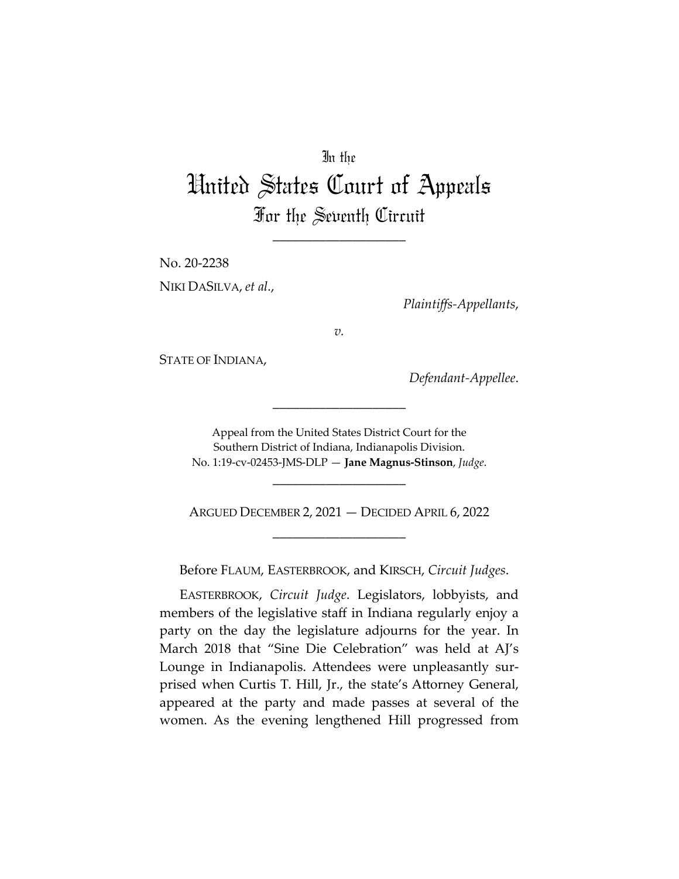# In the
# United States Court of Appeals
## For the Seventh Circuit

---

No. 20-2238

NIKI DASILVA, *et al.*,

*Plaintiffs-Appellants*,

*v.*

STATE OF INDIANA,

*Defendant-Appellee*.

---

Appeal from the United States District Court for the Southern District of Indiana, Indianapolis Division.
No. 1:19-cv-02453-JMS-DLP — **Jane Magnus-Stinson**, *Judge*.

---

ARGUED DECEMBER 2, 2021 — DECIDED APRIL 6, 2022

---

Before FLAUM, EASTERBROOK, and KIRSCH, *Circuit Judges*.

EASTERBROOK, *Circuit Judge*. Legislators, lobbyists, and members of the legislative staff in Indiana regularly enjoy a party on the day the legislature adjourns for the year. In March 2018 that "Sine Die Celebration" was held at AJ's Lounge in Indianapolis. Attendees were unpleasantly surprised when Curtis T. Hill, Jr., the state's Attorney General, appeared at the party and made passes at several of the women. As the evening lengthened Hill progressed from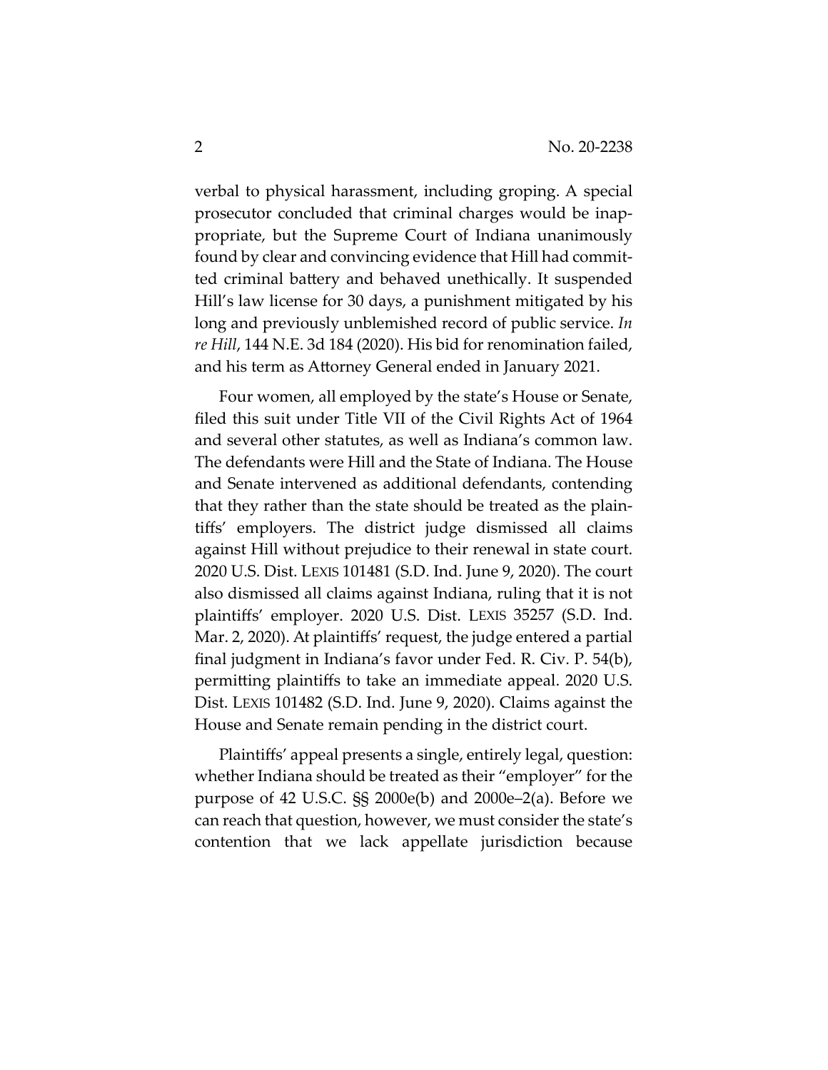verbal to physical harassment, including groping. A special prosecutor concluded that criminal charges would be inappropriate, but the Supreme Court of Indiana unanimously found by clear and convincing evidence that Hill had committed criminal battery and behaved unethically. It suspended Hill's law license for 30 days, a punishment mitigated by his long and previously unblemished record of public service. *In re Hill*, 144 N.E. 3d 184 (2020). His bid for renomination failed, and his term as Attorney General ended in January 2021.

Four women, all employed by the state's House or Senate, filed this suit under Title VII of the Civil Rights Act of 1964 and several other statutes, as well as Indiana's common law. The defendants were Hill and the State of Indiana. The House and Senate intervened as additional defendants, contending that they rather than the state should be treated as the plaintiffs' employers. The district judge dismissed all claims against Hill without prejudice to their renewal in state court. 2020 U.S. Dist. LEXIS 101481 (S.D. Ind. June 9, 2020). The court also dismissed all claims against Indiana, ruling that it is not plaintiffs' employer. 2020 U.S. Dist. LEXIS 35257 (S.D. Ind. Mar. 2, 2020). At plaintiffs' request, the judge entered a partial final judgment in Indiana's favor under Fed. R. Civ. P. 54(b), permitting plaintiffs to take an immediate appeal. 2020 U.S. Dist. LEXIS 101482 (S.D. Ind. June 9, 2020). Claims against the House and Senate remain pending in the district court.

Plaintiffs' appeal presents a single, entirely legal, question: whether Indiana should be treated as their "employer" for the purpose of 42 U.S.C. §§ 2000e(b) and 2000e–2(a). Before we can reach that question, however, we must consider the state's contention that we lack appellate jurisdiction because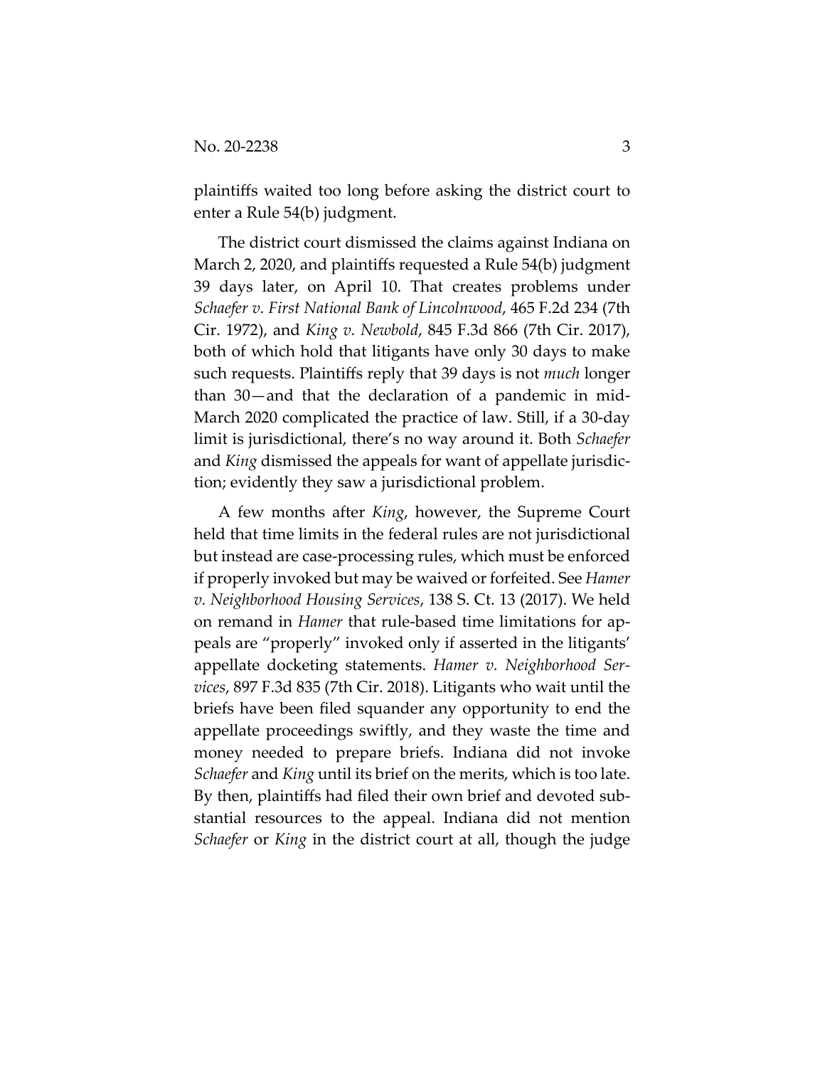plaintiffs waited too long before asking the district court to enter a Rule 54(b) judgment.

The district court dismissed the claims against Indiana on March 2, 2020, and plaintiffs requested a Rule 54(b) judgment 39 days later, on April 10. That creates problems under *Schaefer v. First National Bank of Lincolnwood*, 465 F.2d 234 (7th Cir. 1972), and *King v. Newbold*, 845 F.3d 866 (7th Cir. 2017), both of which hold that litigants have only 30 days to make such requests. Plaintiffs reply that 39 days is not *much* longer than 30—and that the declaration of a pandemic in mid-March 2020 complicated the practice of law. Still, if a 30-day limit is jurisdictional, there's no way around it. Both *Schaefer* and *King* dismissed the appeals for want of appellate jurisdiction; evidently they saw a jurisdictional problem.

A few months after *King*, however, the Supreme Court held that time limits in the federal rules are not jurisdictional but instead are case-processing rules, which must be enforced if properly invoked but may be waived or forfeited. See *Hamer v. Neighborhood Housing Services*, 138 S. Ct. 13 (2017). We held on remand in *Hamer* that rule-based time limitations for appeals are "properly" invoked only if asserted in the litigants' appellate docketing statements. *Hamer v. Neighborhood Services*, 897 F.3d 835 (7th Cir. 2018). Litigants who wait until the briefs have been filed squander any opportunity to end the appellate proceedings swiftly, and they waste the time and money needed to prepare briefs. Indiana did not invoke *Schaefer* and *King* until its brief on the merits, which is too late. By then, plaintiffs had filed their own brief and devoted substantial resources to the appeal. Indiana did not mention *Schaefer* or *King* in the district court at all, though the judge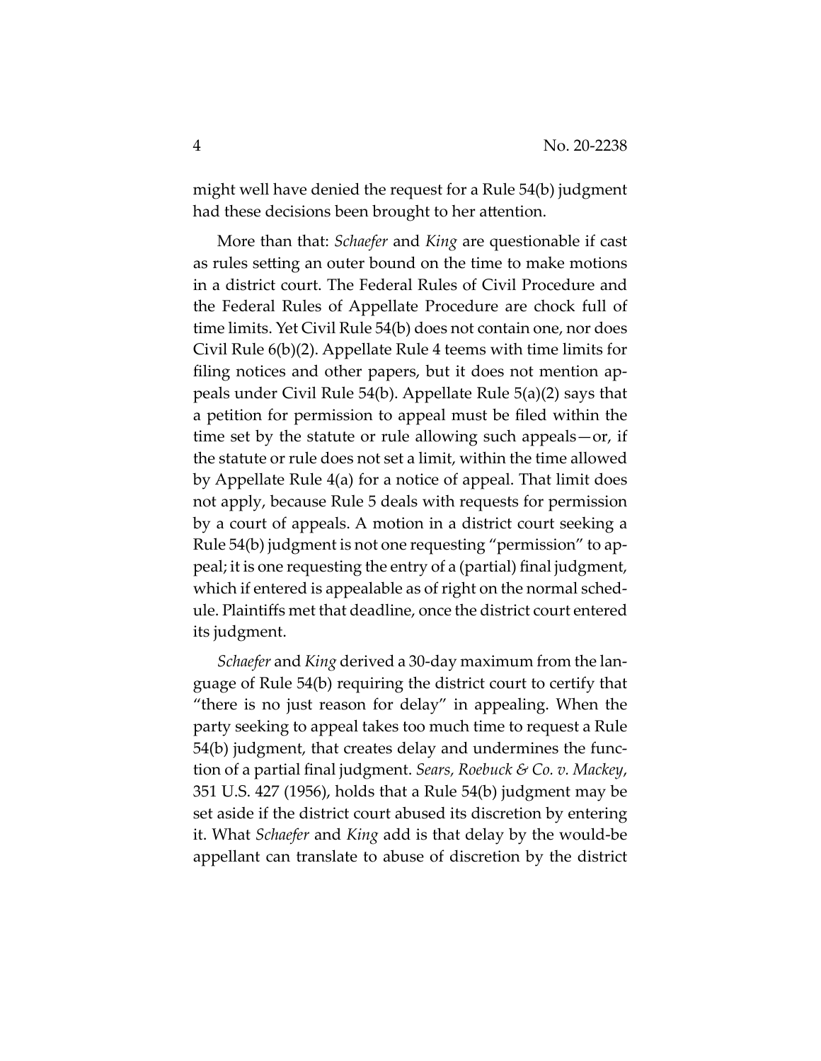might well have denied the request for a Rule 54(b) judgment had these decisions been brought to her attention.

More than that: *Schaefer* and *King* are questionable if cast as rules setting an outer bound on the time to make motions in a district court. The Federal Rules of Civil Procedure and the Federal Rules of Appellate Procedure are chock full of time limits. Yet Civil Rule 54(b) does not contain one, nor does Civil Rule 6(b)(2). Appellate Rule 4 teems with time limits for filing notices and other papers, but it does not mention appeals under Civil Rule 54(b). Appellate Rule 5(a)(2) says that a petition for permission to appeal must be filed within the time set by the statute or rule allowing such appeals—or, if the statute or rule does not set a limit, within the time allowed by Appellate Rule 4(a) for a notice of appeal. That limit does not apply, because Rule 5 deals with requests for permission by a court of appeals. A motion in a district court seeking a Rule 54(b) judgment is not one requesting "permission" to appeal; it is one requesting the entry of a (partial) final judgment, which if entered is appealable as of right on the normal schedule. Plaintiffs met that deadline, once the district court entered its judgment.

*Schaefer* and *King* derived a 30-day maximum from the language of Rule 54(b) requiring the district court to certify that "there is no just reason for delay" in appealing. When the party seeking to appeal takes too much time to request a Rule 54(b) judgment, that creates delay and undermines the function of a partial final judgment. *Sears, Roebuck & Co. v. Mackey*, 351 U.S. 427 (1956), holds that a Rule 54(b) judgment may be set aside if the district court abused its discretion by entering it. What *Schaefer* and *King* add is that delay by the would-be appellant can translate to abuse of discretion by the district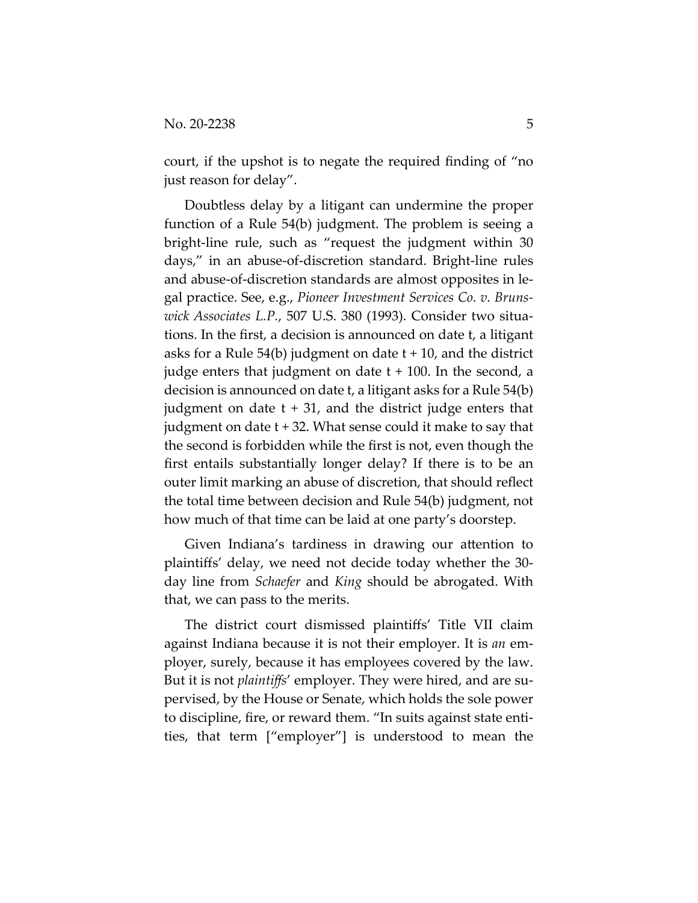court, if the upshot is to negate the required finding of "no just reason for delay".

Doubtless delay by a litigant can undermine the proper function of a Rule 54(b) judgment. The problem is seeing a bright-line rule, such as "request the judgment within 30 days," in an abuse-of-discretion standard. Bright-line rules and abuse-of-discretion standards are almost opposites in legal practice. See, e.g., *Pioneer Investment Services Co. v. Brunswick Associates L.P.*, 507 U.S. 380 (1993). Consider two situations. In the first, a decision is announced on date t, a litigant asks for a Rule 54(b) judgment on date t + 10, and the district judge enters that judgment on date t + 100. In the second, a decision is announced on date t, a litigant asks for a Rule 54(b) judgment on date t + 31, and the district judge enters that judgment on date t + 32. What sense could it make to say that the second is forbidden while the first is not, even though the first entails substantially longer delay? If there is to be an outer limit marking an abuse of discretion, that should reflect the total time between decision and Rule 54(b) judgment, not how much of that time can be laid at one party's doorstep.

Given Indiana's tardiness in drawing our attention to plaintiffs' delay, we need not decide today whether the 30-day line from *Schaefer* and *King* should be abrogated. With that, we can pass to the merits.

The district court dismissed plaintiffs' Title VII claim against Indiana because it is not their employer. It is *an* employer, surely, because it has employees covered by the law. But it is not *plaintiffs*' employer. They were hired, and are supervised, by the House or Senate, which holds the sole power to discipline, fire, or reward them. "In suits against state entities, that term ["employer"] is understood to mean the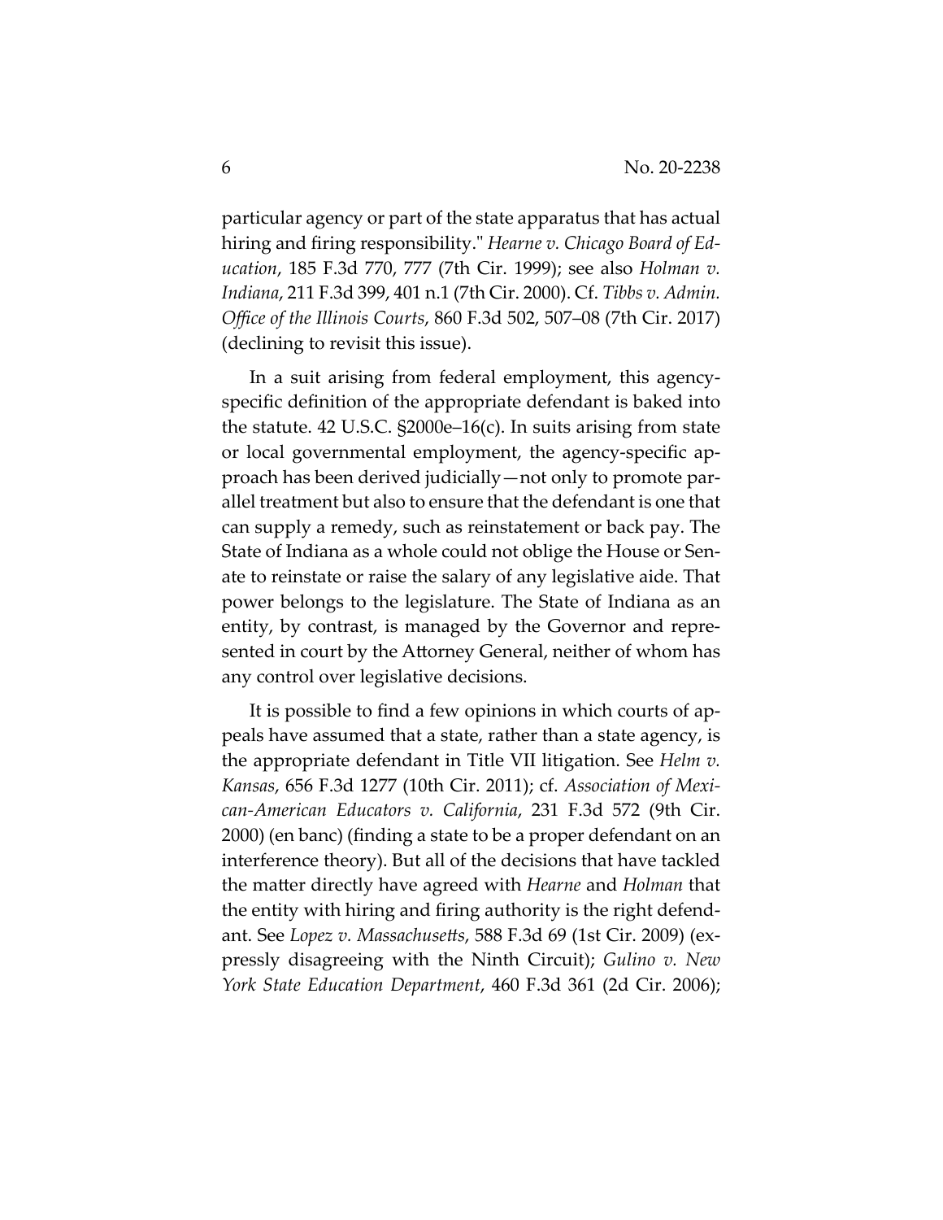particular agency or part of the state apparatus that has actual hiring and firing responsibility." *Hearne v. Chicago Board of Education*, 185 F.3d 770, 777 (7th Cir. 1999); see also *Holman v. Indiana*, 211 F.3d 399, 401 n.1 (7th Cir. 2000). Cf. *Tibbs v. Admin. Office of the Illinois Courts*, 860 F.3d 502, 507–08 (7th Cir. 2017) (declining to revisit this issue).

In a suit arising from federal employment, this agency-specific definition of the appropriate defendant is baked into the statute. 42 U.S.C. §2000e–16(c). In suits arising from state or local governmental employment, the agency-specific approach has been derived judicially—not only to promote parallel treatment but also to ensure that the defendant is one that can supply a remedy, such as reinstatement or back pay. The State of Indiana as a whole could not oblige the House or Senate to reinstate or raise the salary of any legislative aide. That power belongs to the legislature. The State of Indiana as an entity, by contrast, is managed by the Governor and represented in court by the Attorney General, neither of whom has any control over legislative decisions.

It is possible to find a few opinions in which courts of appeals have assumed that a state, rather than a state agency, is the appropriate defendant in Title VII litigation. See *Helm v. Kansas*, 656 F.3d 1277 (10th Cir. 2011); cf. *Association of Mexican-American Educators v. California*, 231 F.3d 572 (9th Cir. 2000) (en banc) (finding a state to be a proper defendant on an interference theory). But all of the decisions that have tackled the matter directly have agreed with *Hearne* and *Holman* that the entity with hiring and firing authority is the right defendant. See *Lopez v. Massachusetts*, 588 F.3d 69 (1st Cir. 2009) (expressly disagreeing with the Ninth Circuit); *Gulino v. New York State Education Department*, 460 F.3d 361 (2d Cir. 2006);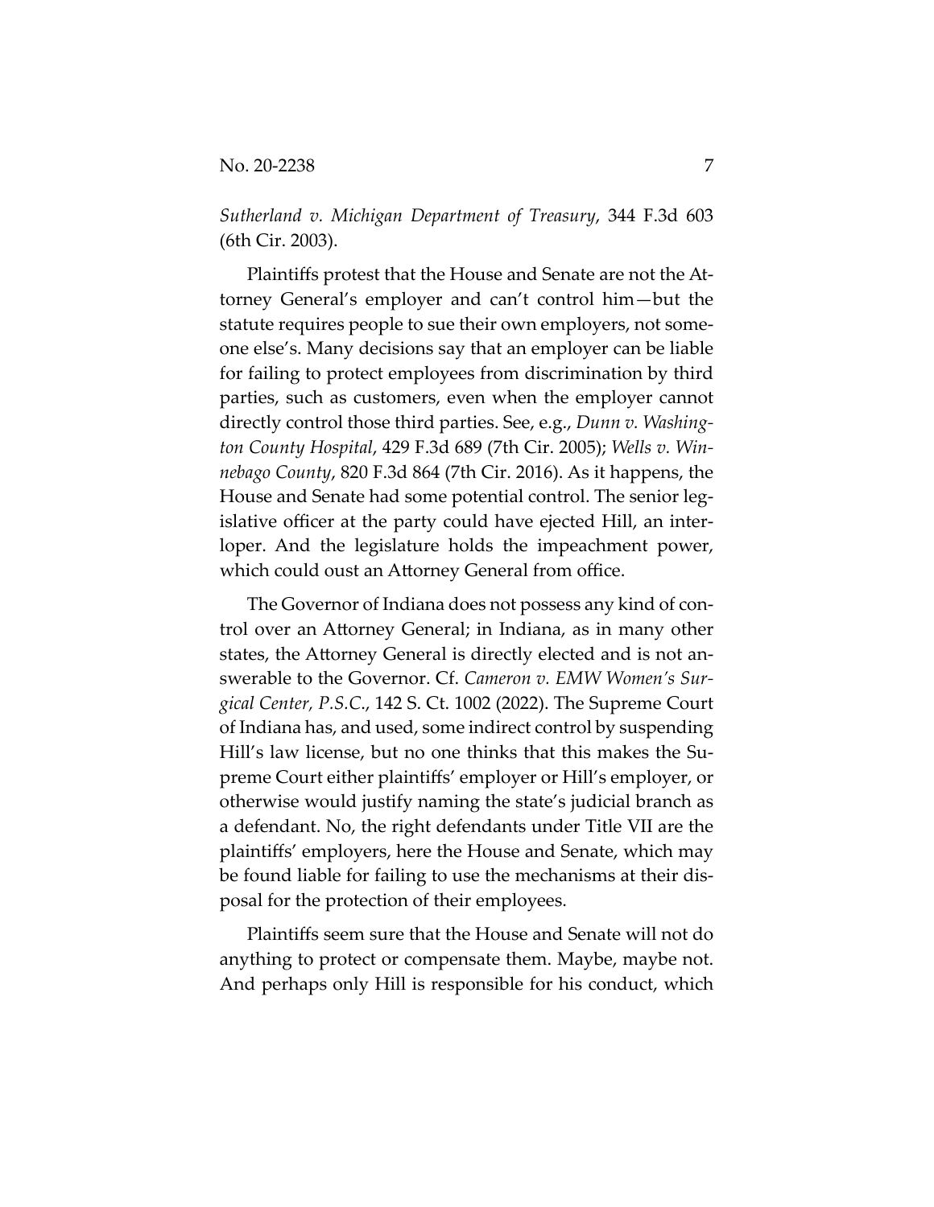*Sutherland v. Michigan Department of Treasury*, 344 F.3d 603 (6th Cir. 2003).

Plaintiffs protest that the House and Senate are not the Attorney General's employer and can't control him—but the statute requires people to sue their own employers, not someone else's. Many decisions say that an employer can be liable for failing to protect employees from discrimination by third parties, such as customers, even when the employer cannot directly control those third parties. See, e.g., *Dunn v. Washington County Hospital*, 429 F.3d 689 (7th Cir. 2005); *Wells v. Winnebago County*, 820 F.3d 864 (7th Cir. 2016). As it happens, the House and Senate had some potential control. The senior legislative officer at the party could have ejected Hill, an interloper. And the legislature holds the impeachment power, which could oust an Attorney General from office.

The Governor of Indiana does not possess any kind of control over an Attorney General; in Indiana, as in many other states, the Attorney General is directly elected and is not answerable to the Governor. Cf. *Cameron v. EMW Women's Surgical Center, P.S.C.*, 142 S. Ct. 1002 (2022). The Supreme Court of Indiana has, and used, some indirect control by suspending Hill's law license, but no one thinks that this makes the Supreme Court either plaintiffs' employer or Hill's employer, or otherwise would justify naming the state's judicial branch as a defendant. No, the right defendants under Title VII are the plaintiffs' employers, here the House and Senate, which may be found liable for failing to use the mechanisms at their disposal for the protection of their employees.

Plaintiffs seem sure that the House and Senate will not do anything to protect or compensate them. Maybe, maybe not. And perhaps only Hill is responsible for his conduct, which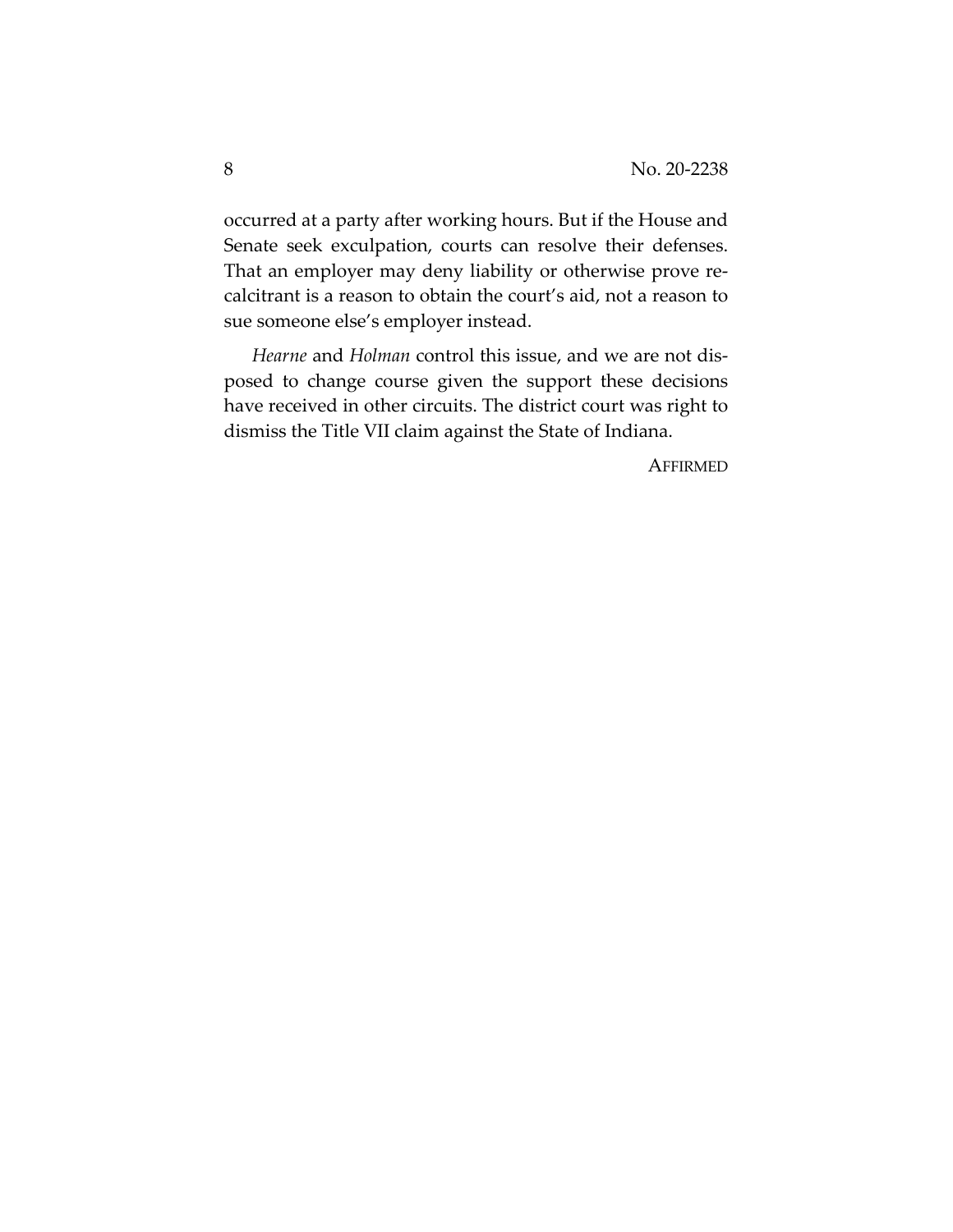occurred at a party after working hours. But if the House and Senate seek exculpation, courts can resolve their defenses. That an employer may deny liability or otherwise prove recalcitrant is a reason to obtain the court's aid, not a reason to sue someone else's employer instead.

*Hearne* and *Holman* control this issue, and we are not disposed to change course given the support these decisions have received in other circuits. The district court was right to dismiss the Title VII claim against the State of Indiana.

AFFIRMED